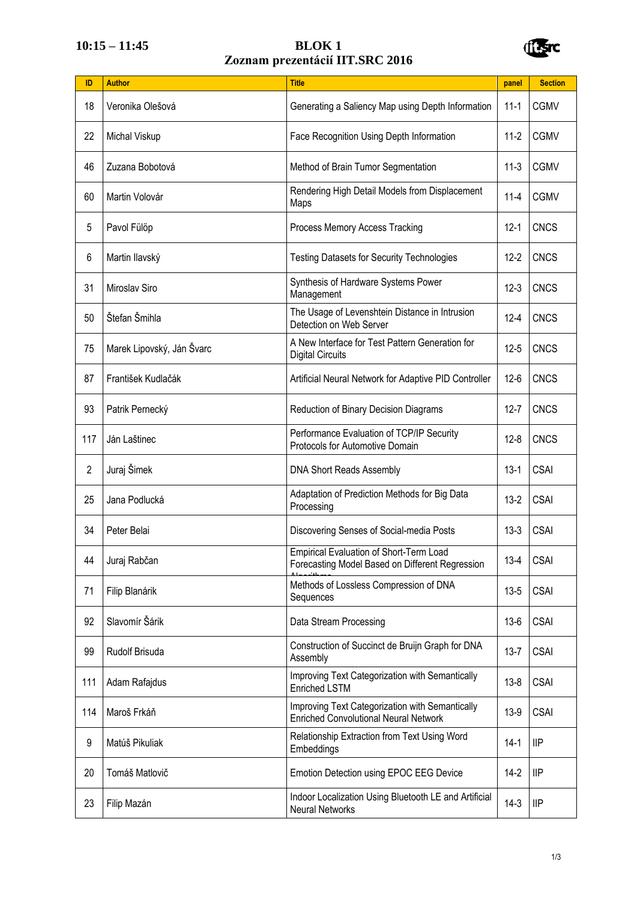10:15 – 11:45

# BLOK 1
## Zoznam prezentácií IIT.SRC 2016

| ID | Author | Title | panel | Section |
|---|---|---|---|---|
| 18 | Veronika Olešová | Generating a Saliency Map using Depth Information | 11-1 | CGMV |
| 22 | Michal Viskup | Face Recognition Using Depth Information | 11-2 | CGMV |
| 46 | Zuzana Bobotová | Method of Brain Tumor Segmentation | 11-3 | CGMV |
| 60 | Martin Volovár | Rendering High Detail Models from Displacement Maps | 11-4 | CGMV |
| 5 | Pavol Fülöp | Process Memory Access Tracking | 12-1 | CNCS |
| 6 | Martin Ilavský | Testing Datasets for Security Technologies | 12-2 | CNCS |
| 31 | Miroslav Siro | Synthesis of Hardware Systems Power Management | 12-3 | CNCS |
| 50 | Štefan Šmihla | The Usage of Levenshtein Distance in Intrusion Detection on Web Server | 12-4 | CNCS |
| 75 | Marek Lipovský, Ján Švarc | A New Interface for Test Pattern Generation for Digital Circuits | 12-5 | CNCS |
| 87 | František Kudlačák | Artificial Neural Network for Adaptive PID Controller | 12-6 | CNCS |
| 93 | Patrik Pernecký | Reduction of Binary Decision Diagrams | 12-7 | CNCS |
| 117 | Ján Laštinec | Performance Evaluation of TCP/IP Security Protocols for Automotive Domain | 12-8 | CNCS |
| 2 | Juraj Šimek | DNA Short Reads Assembly | 13-1 | CSAI |
| 25 | Jana Podlucká | Adaptation of Prediction Methods for Big Data Processing | 13-2 | CSAI |
| 34 | Peter Belai | Discovering Senses of Social-media Posts | 13-3 | CSAI |
| 44 | Juraj Rabčan | Empirical Evaluation of Short-Term Load Forecasting Model Based on Different Regression Algorithms | 13-4 | CSAI |
| 71 | Filip Blanárik | Methods of Lossless Compression of DNA Sequences | 13-5 | CSAI |
| 92 | Slavomír Šárik | Data Stream Processing | 13-6 | CSAI |
| 99 | Rudolf Brisuda | Construction of Succinct de Bruijn Graph for DNA Assembly | 13-7 | CSAI |
| 111 | Adam Rafajdus | Improving Text Categorization with Semantically Enriched LSTM | 13-8 | CSAI |
| 114 | Maroš Frkáň | Improving Text Categorization with Semantically Enriched Convolutional Neural Network | 13-9 | CSAI |
| 9 | Matúš Pikuliak | Relationship Extraction from Text Using Word Embeddings | 14-1 | IIP |
| 20 | Tomáš Matlovič | Emotion Detection using EPOC EEG Device | 14-2 | IIP |
| 23 | Filip Mazán | Indoor Localization Using Bluetooth LE and Artificial Neural Networks | 14-3 | IIP |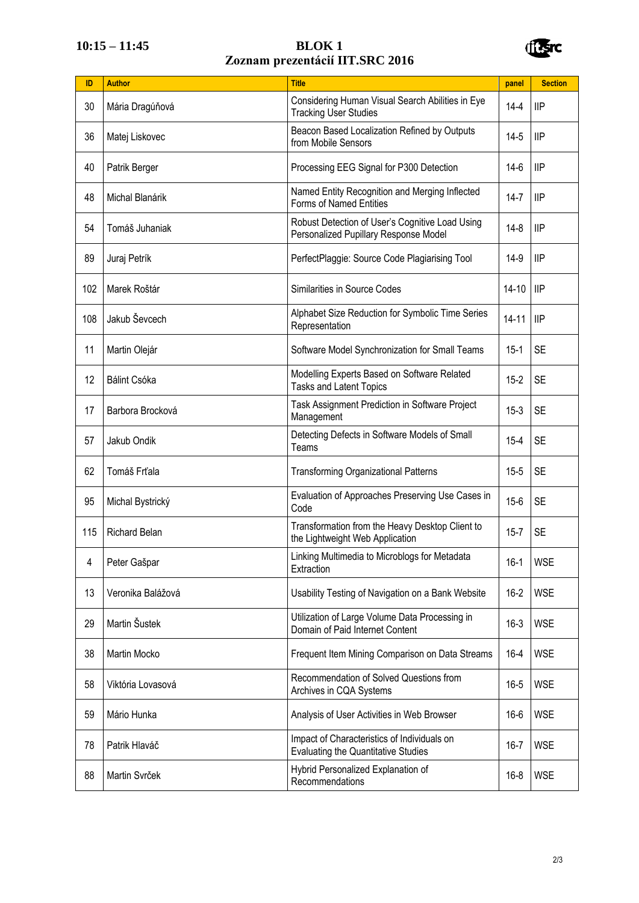10:15 – 11:45

# BLOK 1
## Zoznam prezentácií IIT.SRC 2016

| ID | Author | Title | panel | Section |
|---|---|---|---|---|
| 30 | Mária Dragúňová | Considering Human Visual Search Abilities in Eye Tracking User Studies | 14-4 | IIP |
| 36 | Matej Liskovec | Beacon Based Localization Refined by Outputs from Mobile Sensors | 14-5 | IIP |
| 40 | Patrik Berger | Processing EEG Signal for P300 Detection | 14-6 | IIP |
| 48 | Michal Blanárik | Named Entity Recognition and Merging Inflected Forms of Named Entities | 14-7 | IIP |
| 54 | Tomáš Juhaniak | Robust Detection of User's Cognitive Load Using Personalized Pupillary Response Model | 14-8 | IIP |
| 89 | Juraj Petrík | PerfectPlaggie: Source Code Plagiarising Tool | 14-9 | IIP |
| 102 | Marek Roštár | Similarities in Source Codes | 14-10 | IIP |
| 108 | Jakub Ševcech | Alphabet Size Reduction for Symbolic Time Series Representation | 14-11 | IIP |
| 11 | Martin Olejár | Software Model Synchronization for Small Teams | 15-1 | SE |
| 12 | Bálint Csóka | Modelling Experts Based on Software Related Tasks and Latent Topics | 15-2 | SE |
| 17 | Barbora Brocková | Task Assignment Prediction in Software Project Management | 15-3 | SE |
| 57 | Jakub Ondik | Detecting Defects in Software Models of Small Teams | 15-4 | SE |
| 62 | Tomáš Frťala | Transforming Organizational Patterns | 15-5 | SE |
| 95 | Michal Bystrický | Evaluation of Approaches Preserving Use Cases in Code | 15-6 | SE |
| 115 | Richard Belan | Transformation from the Heavy Desktop Client to the Lightweight Web Application | 15-7 | SE |
| 4 | Peter Gašpar | Linking Multimedia to Microblogs for Metadata Extraction | 16-1 | WSE |
| 13 | Veronika Balážová | Usability Testing of Navigation on a Bank Website | 16-2 | WSE |
| 29 | Martin Šustek | Utilization of Large Volume Data Processing in Domain of Paid Internet Content | 16-3 | WSE |
| 38 | Martin Mocko | Frequent Item Mining Comparison on Data Streams | 16-4 | WSE |
| 58 | Viktória Lovasová | Recommendation of Solved Questions from Archives in CQA Systems | 16-5 | WSE |
| 59 | Mário Hunka | Analysis of User Activities in Web Browser | 16-6 | WSE |
| 78 | Patrik Hlaváč | Impact of Characteristics of Individuals on Evaluating the Quantitative Studies | 16-7 | WSE |
| 88 | Martin Svrček | Hybrid Personalized Explanation of Recommendations | 16-8 | WSE |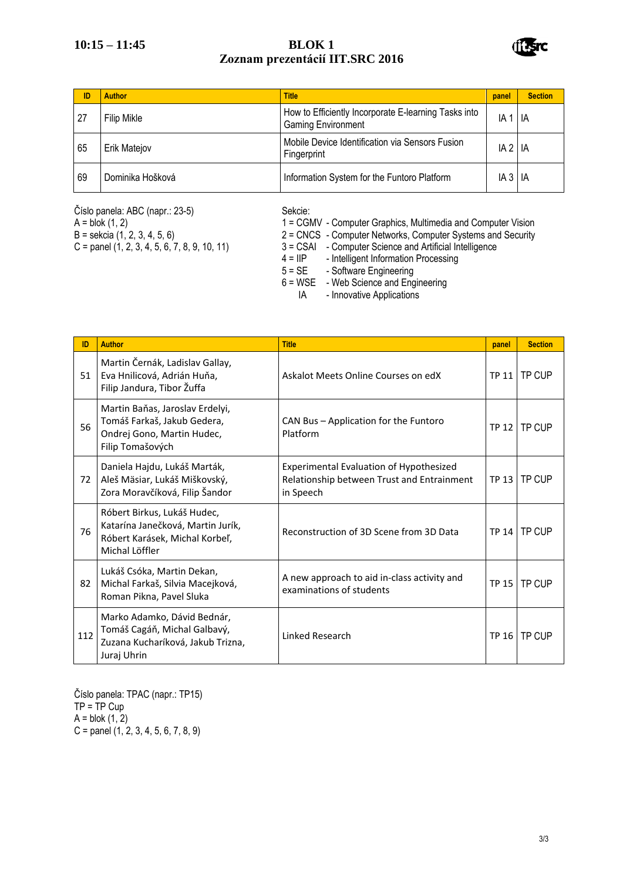**10:15 – 11:45**

# BLOK 1
## Zoznam prezentácií IIT.SRC 2016

| ID | Author | Title | panel | Section |
|---|---|---|---|---|
| 27 | Filip Mikle | How to Efficiently Incorporate E-learning Tasks into Gaming Environment | IA 1 | IA |
| 65 | Erik Matejov | Mobile Device Identification via Sensors Fusion Fingerprint | IA 2 | IA |
| 69 | Dominika Hošková | Information System for the Funtoro Platform | IA 3 | IA |

Číslo panela: ABC (napr.: 23-5)
A = blok (1, 2)
B = sekcia (1, 2, 3, 4, 5, 6)
C = panel (1, 2, 3, 4, 5, 6, 7, 8, 9, 10, 11)

Sekcie:
1 = CGMV - Computer Graphics, Multimedia and Computer Vision
2 = CNCS - Computer Networks, Computer Systems and Security
3 = CSAI - Computer Science and Artificial Intelligence
4 = IIP - Intelligent Information Processing
5 = SE - Software Engineering
6 = WSE - Web Science and Engineering
IA - Innovative Applications

| ID | Author | Title | panel | Section |
|---|---|---|---|---|
| 51 | Martin Černák, Ladislav Gallay, Eva Hnilicová, Adrián Huňa, Filip Jandura, Tibor Žuffa | Askalot Meets Online Courses on edX | TP 11 | TP CUP |
| 56 | Martin Baňas, Jaroslav Erdelyi, Tomáš Farkaš, Jakub Gedera, Ondrej Gono, Martin Hudec, Filip Tomašových | CAN Bus – Application for the Funtoro Platform | TP 12 | TP CUP |
| 72 | Daniela Hajdu, Lukáš Marták, Aleš Mäsiar, Lukáš Miškovský, Zora Moravčíková, Filip Šandor | Experimental Evaluation of Hypothesized Relationship between Trust and Entrainment in Speech | TP 13 | TP CUP |
| 76 | Róbert Birkus, Lukáš Hudec, Katarína Janečková, Martin Jurík, Róbert Karásek, Michal Korbeľ, Michal Löffler | Reconstruction of 3D Scene from 3D Data | TP 14 | TP CUP |
| 82 | Lukáš Csóka, Martin Dekan, Michal Farkaš, Silvia Macejková, Roman Pikna, Pavel Sluka | A new approach to aid in-class activity and examinations of students | TP 15 | TP CUP |
| 112 | Marko Adamko, Dávid Bednár, Tomáš Cagáň, Michal Galbavý, Zuzana Kucharíková, Jakub Trizna, Juraj Uhrin | Linked Research | TP 16 | TP CUP |

Číslo panela: TPAC (napr.: TP15)
TP = TP Cup
A = blok (1, 2)
C = panel (1, 2, 3, 4, 5, 6, 7, 8, 9)